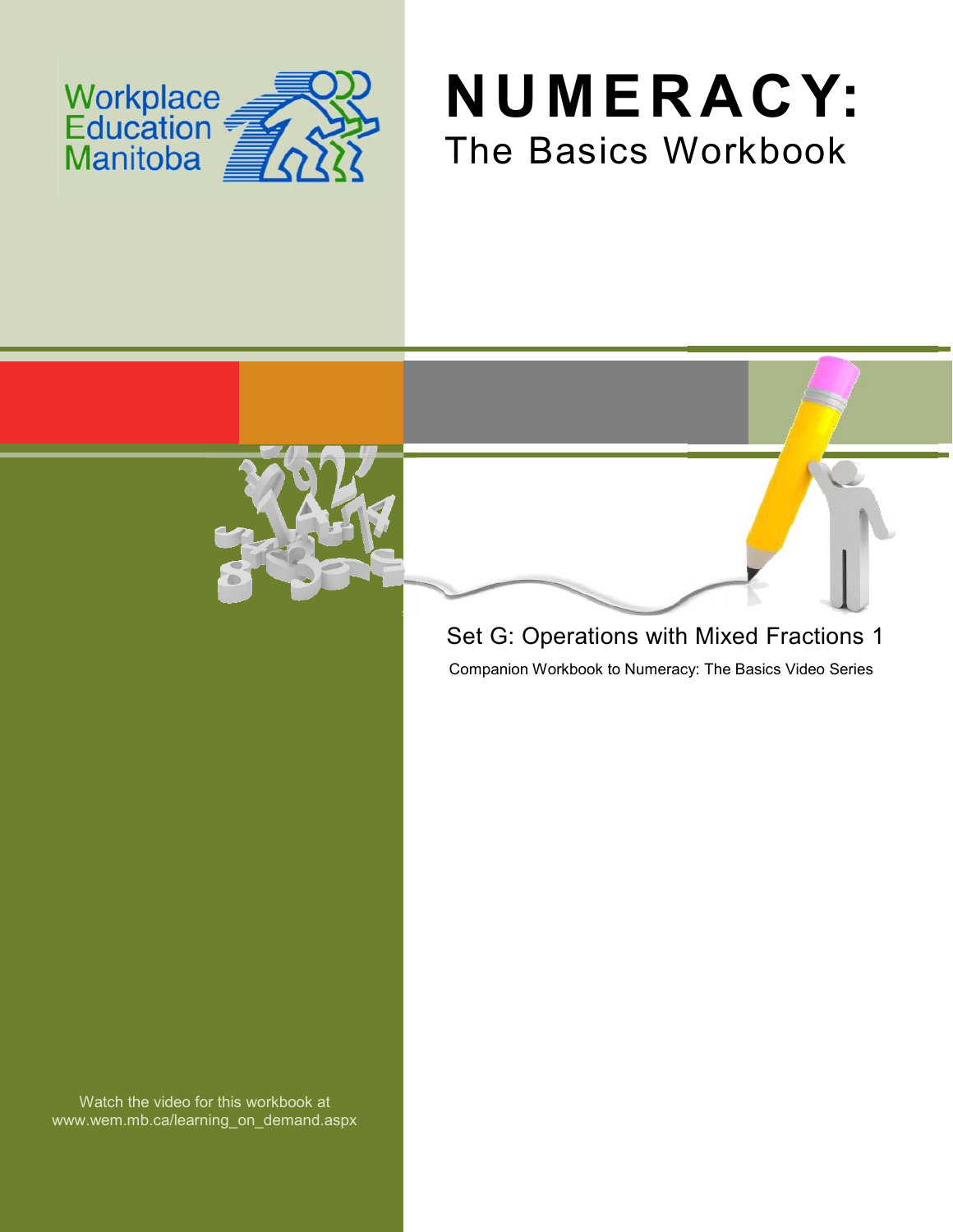Workplace Education Manitoba

# NUMERACY:

## The Basics Workbook

Set G: Operations with Mixed Fractions 1

Companion Workbook to Numeracy: The Basics Video Series

Watch the video for this workbook at www.wem.mb.ca/learning_on_demand.aspx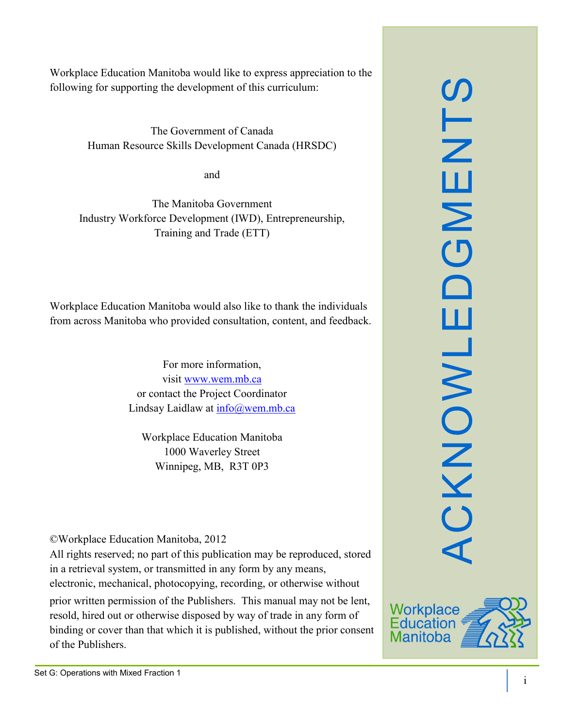# ACKNOWLEDGMENTS

Workplace Education Manitoba would like to express appreciation to the following for supporting the development of this curriculum:

The Government of Canada
Human Resource Skills Development Canada (HRSDC)

and

The Manitoba Government
Industry Workforce Development (IWD), Entrepreneurship, Training and Trade (ETT)

Workplace Education Manitoba would also like to thank the individuals from across Manitoba who provided consultation, content, and feedback.

For more information,
visit www.wem.mb.ca
or contact the Project Coordinator
Lindsay Laidlaw at info@wem.mb.ca

Workplace Education Manitoba
1000 Waverley Street
Winnipeg, MB, R3T 0P3

©Workplace Education Manitoba, 2012
All rights reserved; no part of this publication may be reproduced, stored in a retrieval system, or transmitted in any form by any means, electronic, mechanical, photocopying, recording, or otherwise without prior written permission of the Publishers. This manual may not be lent, resold, hired out or otherwise disposed by way of trade in any form of binding or cover than that which it is published, without the prior consent of the Publishers.

Workplace Education Manitoba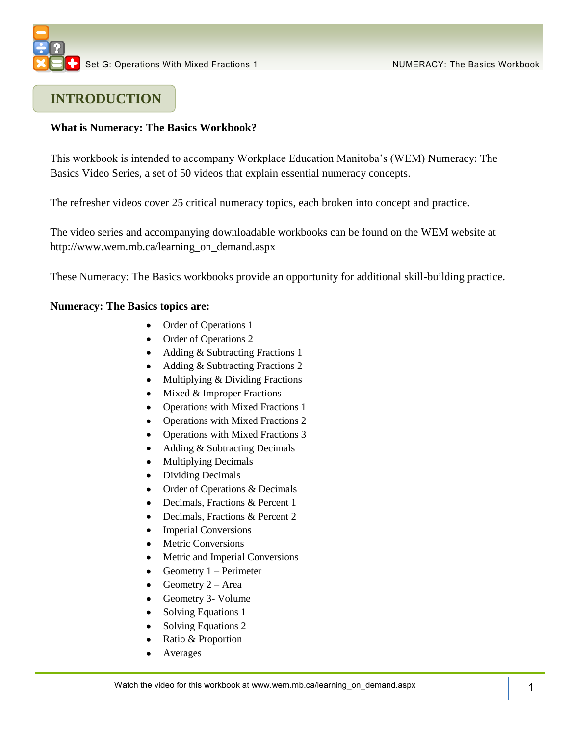## INTRODUCTION

**What is Numeracy: The Basics Workbook?**

This workbook is intended to accompany Workplace Education Manitoba's (WEM) Numeracy: The Basics Video Series, a set of 50 videos that explain essential numeracy concepts.

The refresher videos cover 25 critical numeracy topics, each broken into concept and practice.

The video series and accompanying downloadable workbooks can be found on the WEM website at http://www.wem.mb.ca/learning_on_demand.aspx

These Numeracy: The Basics workbooks provide an opportunity for additional skill-building practice.

**Numeracy: The Basics topics are:**

- Order of Operations 1
- Order of Operations 2
- Adding & Subtracting Fractions 1
- Adding & Subtracting Fractions 2
- Multiplying & Dividing Fractions
- Mixed & Improper Fractions
- Operations with Mixed Fractions 1
- Operations with Mixed Fractions 2
- Operations with Mixed Fractions 3
- Adding & Subtracting Decimals
- Multiplying Decimals
- Dividing Decimals
- Order of Operations & Decimals
- Decimals, Fractions & Percent 1
- Decimals, Fractions & Percent 2
- Imperial Conversions
- Metric Conversions
- Metric and Imperial Conversions
- Geometry 1 – Perimeter
- Geometry 2 – Area
- Geometry 3- Volume
- Solving Equations 1
- Solving Equations 2
- Ratio & Proportion
- Averages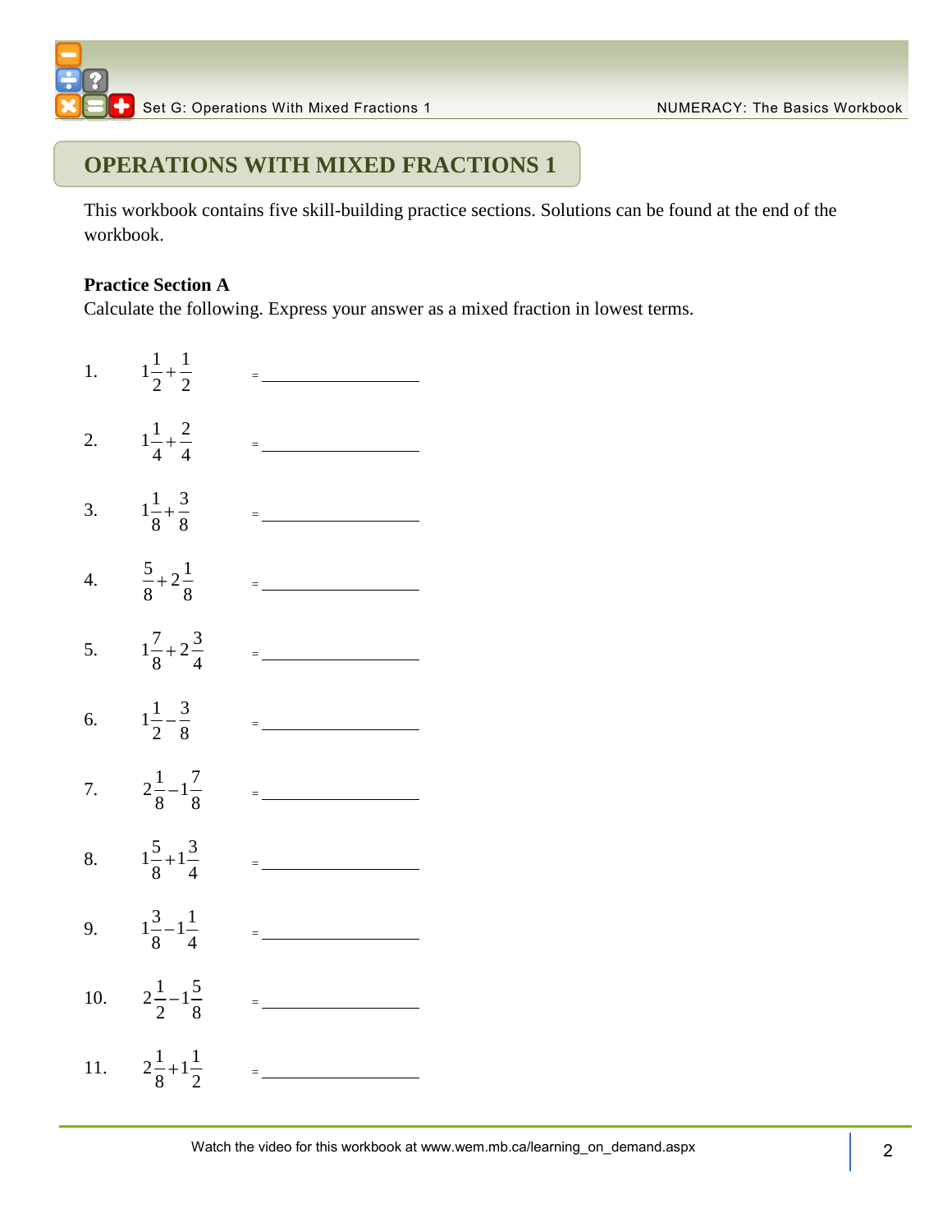# OPERATIONS WITH MIXED FRACTIONS 1

This workbook contains five skill-building practice sections. Solutions can be found at the end of the workbook.

**Practice Section A**

Calculate the following. Express your answer as a mixed fraction in lowest terms.

1. $1\frac{1}{2}+\frac{1}{2}$ = \_\_\_\_\_\_\_\_\_\_\_\_\_\_\_\_\_\_\_\_

2. $1\frac{1}{4}+\frac{2}{4}$ = \_\_\_\_\_\_\_\_\_\_\_\_\_\_\_\_\_\_\_\_

3. $1\frac{1}{8}+\frac{3}{8}$ = \_\_\_\_\_\_\_\_\_\_\_\_\_\_\_\_\_\_\_\_

4. $\frac{5}{8}+2\frac{1}{8}$ = \_\_\_\_\_\_\_\_\_\_\_\_\_\_\_\_\_\_\_\_

5. $1\frac{7}{8}+2\frac{3}{4}$ = \_\_\_\_\_\_\_\_\_\_\_\_\_\_\_\_\_\_\_\_

6. $1\frac{1}{2}-\frac{3}{8}$ = \_\_\_\_\_\_\_\_\_\_\_\_\_\_\_\_\_\_\_\_

7. $2\frac{1}{8}-1\frac{7}{8}$ = \_\_\_\_\_\_\_\_\_\_\_\_\_\_\_\_\_\_\_\_

8. $1\frac{5}{8}+1\frac{3}{4}$ = \_\_\_\_\_\_\_\_\_\_\_\_\_\_\_\_\_\_\_\_

9. $1\frac{3}{8}-1\frac{1}{4}$ = \_\_\_\_\_\_\_\_\_\_\_\_\_\_\_\_\_\_\_\_

10. $2\frac{1}{2}-1\frac{5}{8}$ = \_\_\_\_\_\_\_\_\_\_\_\_\_\_\_\_\_\_\_\_

11. $2\frac{1}{8}+1\frac{1}{2}$ = \_\_\_\_\_\_\_\_\_\_\_\_\_\_\_\_\_\_\_\_

Watch the video for this workbook at www.wem.mb.ca/learning_on_demand.aspx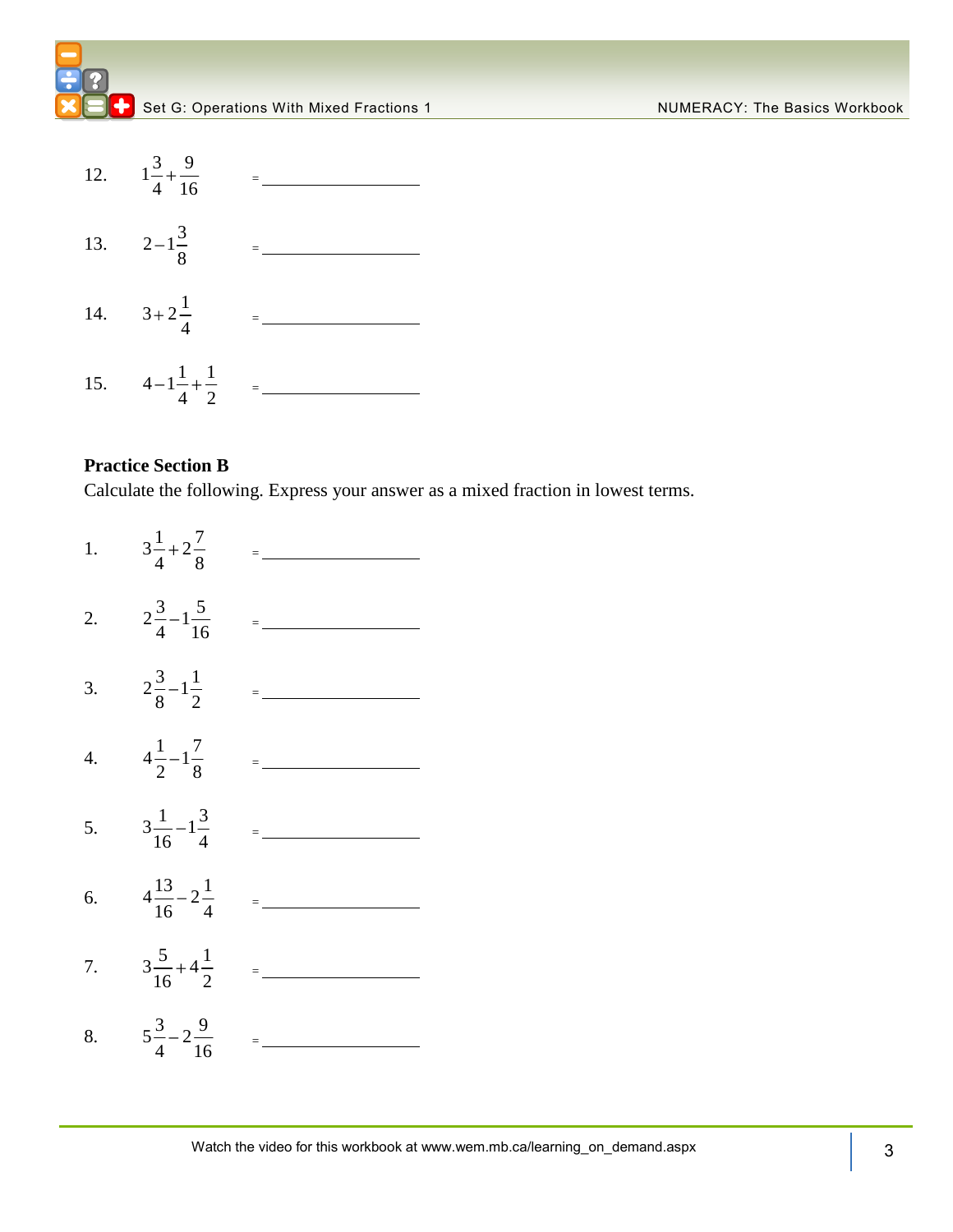12. $1\frac{3}{4}+\frac{9}{16}$ = ______________

13. $2-1\frac{3}{8}$ = ______________

14. $3+2\frac{1}{4}$ = ______________

15. $4-1\frac{1}{4}+\frac{1}{2}$ = ______________

**Practice Section B**

Calculate the following. Express your answer as a mixed fraction in lowest terms.

1. $3\frac{1}{4}+2\frac{7}{8}$ = ______________

2. $2\frac{3}{4}-1\frac{5}{16}$ = ______________

3. $2\frac{3}{8}-1\frac{1}{2}$ = ______________

4. $4\frac{1}{2}-1\frac{7}{8}$ = ______________

5. $3\frac{1}{16}-1\frac{3}{4}$ = ______________

6. $4\frac{13}{16}-2\frac{1}{4}$ = ______________

7. $3\frac{5}{16}+4\frac{1}{2}$ = ______________

8. $5\frac{3}{4}-2\frac{9}{16}$ = ______________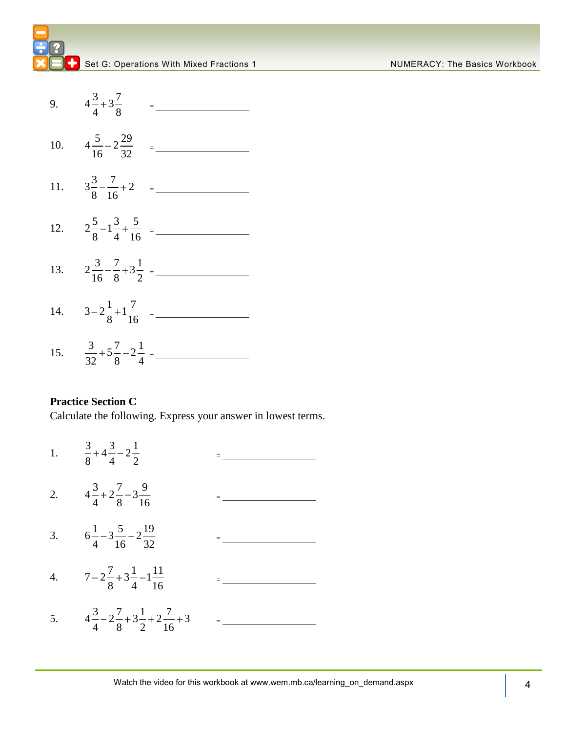9. $4\frac{3}{4}+3\frac{7}{8}$ = ________________

10. $4\frac{5}{16}-2\frac{29}{32}$ = ________________

11. $3\frac{3}{8}-\frac{7}{16}+2$ = ________________

12. $2\frac{5}{8}-1\frac{3}{4}+\frac{5}{16}$ = ________________

13. $2\frac{3}{16}-\frac{7}{8}+3\frac{1}{2}$ = ________________

14. $3-2\frac{1}{8}+1\frac{7}{16}$ = ________________

15. $\frac{3}{32}+5\frac{7}{8}-2\frac{1}{4}$ = ________________

**Practice Section C**

Calculate the following. Express your answer in lowest terms.

1. $\frac{3}{8}+4\frac{3}{4}-2\frac{1}{2}$ = ________________

2. $4\frac{3}{4}+2\frac{7}{8}-3\frac{9}{16}$ = ________________

3. $6\frac{1}{4}-3\frac{5}{16}-2\frac{19}{32}$ = ________________

4. $7-2\frac{7}{8}+3\frac{1}{4}-1\frac{11}{16}$ = ________________

5. $4\frac{3}{4}-2\frac{7}{8}+3\frac{1}{2}+2\frac{7}{16}+3$ = ________________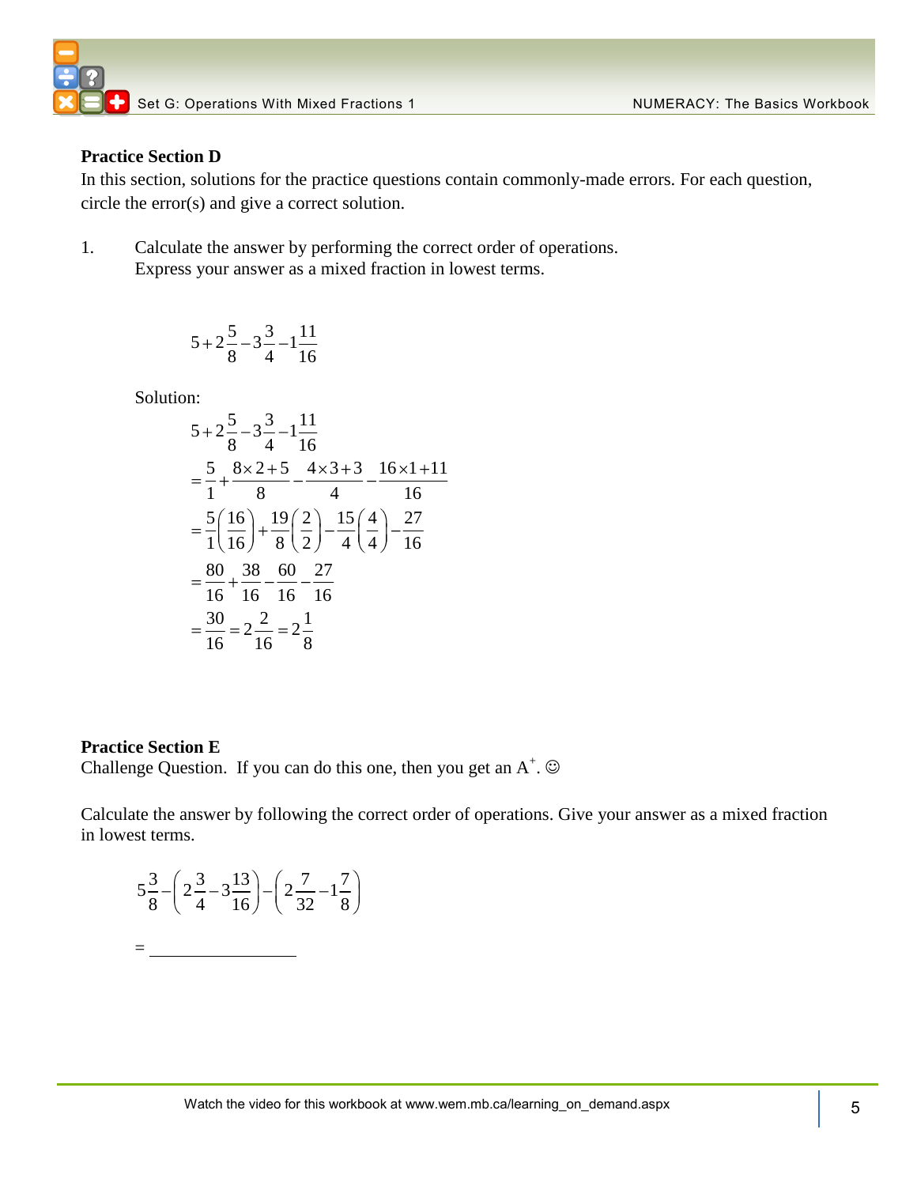**Practice Section D**

In this section, solutions for the practice questions contain commonly-made errors. For each question, circle the error(s) and give a correct solution.

1. Calculate the answer by performing the correct order of operations. Express your answer as a mixed fraction in lowest terms.

$$5+2\frac{5}{8}-3\frac{3}{4}-1\frac{11}{16}$$

Solution:

$$5+2\frac{5}{8}-3\frac{3}{4}-1\frac{11}{16}$$

$$=\frac{5}{1}+\frac{8\times 2+5}{8}-\frac{4\times 3+3}{4}-\frac{16\times 1+11}{16}$$

$$=\frac{5}{1}\left(\frac{16}{16}\right)+\frac{19}{8}\left(\frac{2}{2}\right)-\frac{15}{4}\left(\frac{4}{4}\right)-\frac{27}{16}$$

$$=\frac{80}{16}+\frac{38}{16}-\frac{60}{16}-\frac{27}{16}$$

$$=\frac{30}{16}=2\frac{2}{16}=2\frac{1}{8}$$

**Practice Section E**

Challenge Question. If you can do this one, then you get an A$^{+}$. ☺

Calculate the answer by following the correct order of operations. Give your answer as a mixed fraction in lowest terms.

$$5\frac{3}{8}-\left(2\frac{3}{4}-3\frac{13}{16}\right)-\left(2\frac{7}{32}-1\frac{7}{8}\right)$$

= ______________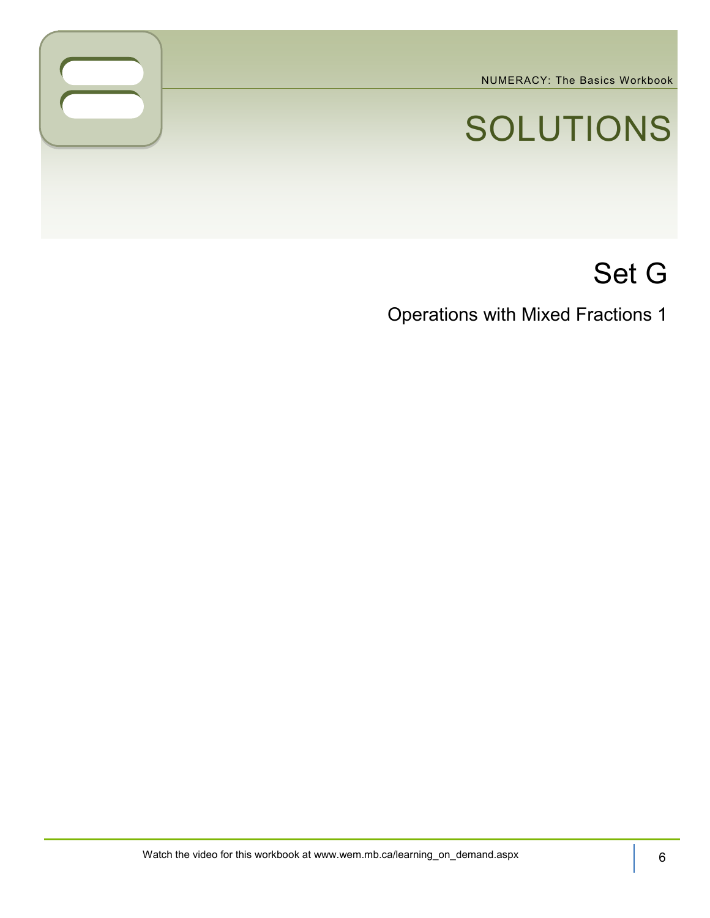# SOLUTIONS

## Set G

### Operations with Mixed Fractions 1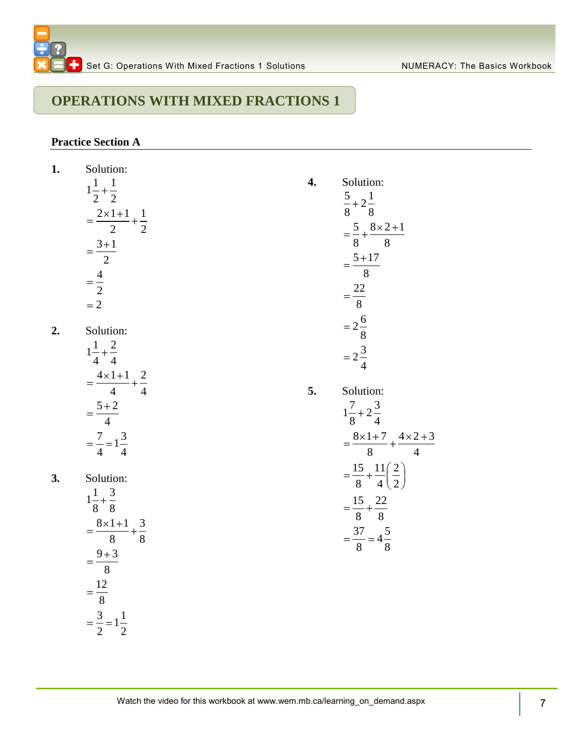# OPERATIONS WITH MIXED FRACTIONS 1

## Practice Section A

**1.** Solution:

$$1\frac{1}{2}+\frac{1}{2}$$
$$=\frac{2\times1+1}{2}+\frac{1}{2}$$
$$=\frac{3+1}{2}$$
$$=\frac{4}{2}$$
$$=2$$

**2.** Solution:

$$1\frac{1}{4}+\frac{2}{4}$$
$$=\frac{4\times1+1}{4}+\frac{2}{4}$$
$$=\frac{5+2}{4}$$
$$=\frac{7}{4}=1\frac{3}{4}$$

**3.** Solution:

$$1\frac{1}{8}+\frac{3}{8}$$
$$=\frac{8\times1+1}{8}+\frac{3}{8}$$
$$=\frac{9+3}{8}$$
$$=\frac{12}{8}$$
$$=\frac{3}{2}=1\frac{1}{2}$$

**4.** Solution:

$$\frac{5}{8}+2\frac{1}{8}$$
$$=\frac{5}{8}+\frac{8\times2+1}{8}$$
$$=\frac{5+17}{8}$$
$$=\frac{22}{8}$$
$$=2\frac{6}{8}$$
$$=2\frac{3}{4}$$

**5.** Solution:

$$1\frac{7}{8}+2\frac{3}{4}$$
$$=\frac{8\times1+7}{8}+\frac{4\times2+3}{4}$$
$$=\frac{15}{8}+\frac{11}{4}\left(\frac{2}{2}\right)$$
$$=\frac{15}{8}+\frac{22}{8}$$
$$=\frac{37}{8}=4\frac{5}{8}$$

Watch the video for this workbook at www.wem.mb.ca/learning_on_demand.aspx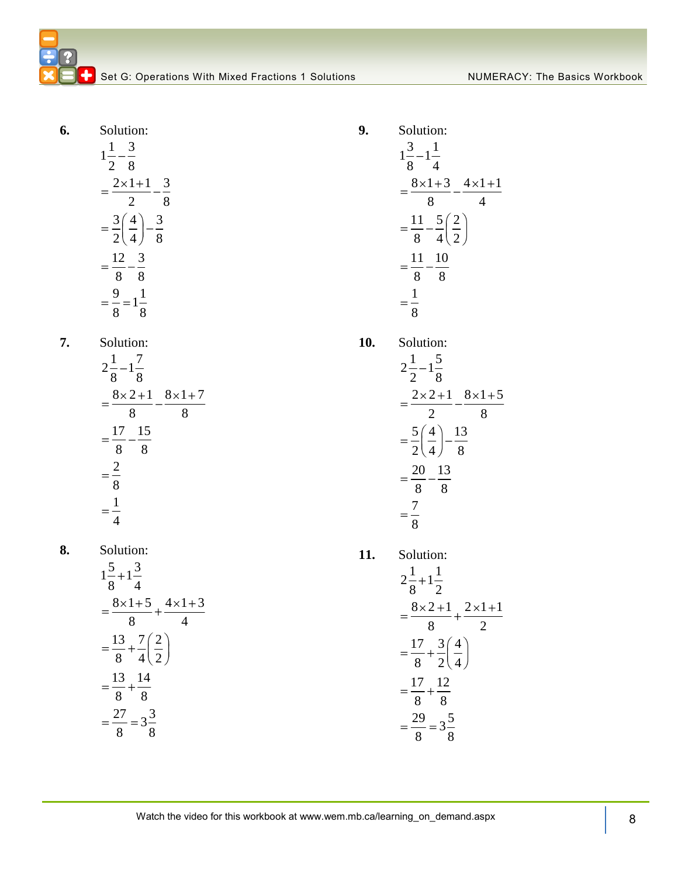**6.** Solution:

$$1\frac{1}{2}-\frac{3}{8}$$
$$=\frac{2\times1+1}{2}-\frac{3}{8}$$
$$=\frac{3}{2}\left(\frac{4}{4}\right)-\frac{3}{8}$$
$$=\frac{12}{8}-\frac{3}{8}$$
$$=\frac{9}{8}=1\frac{1}{8}$$

**7.** Solution:

$$2\frac{1}{8}-1\frac{7}{8}$$
$$=\frac{8\times2+1}{8}-\frac{8\times1+7}{8}$$
$$=\frac{17}{8}-\frac{15}{8}$$
$$=\frac{2}{8}$$
$$=\frac{1}{4}$$

**8.** Solution:

$$1\frac{5}{8}+1\frac{3}{4}$$
$$=\frac{8\times1+5}{8}+\frac{4\times1+3}{4}$$
$$=\frac{13}{8}+\frac{7}{4}\left(\frac{2}{2}\right)$$
$$=\frac{13}{8}+\frac{14}{8}$$
$$=\frac{27}{8}=3\frac{3}{8}$$

**9.** Solution:

$$1\frac{3}{8}-1\frac{1}{4}$$
$$=\frac{8\times1+3}{8}-\frac{4\times1+1}{4}$$
$$=\frac{11}{8}-\frac{5}{4}\left(\frac{2}{2}\right)$$
$$=\frac{11}{8}-\frac{10}{8}$$
$$=\frac{1}{8}$$

**10.** Solution:

$$2\frac{1}{2}-1\frac{5}{8}$$
$$=\frac{2\times2+1}{2}-\frac{8\times1+5}{8}$$
$$=\frac{5}{2}\left(\frac{4}{4}\right)-\frac{13}{8}$$
$$=\frac{20}{8}-\frac{13}{8}$$
$$=\frac{7}{8}$$

**11.** Solution:

$$2\frac{1}{8}+1\frac{1}{2}$$
$$=\frac{8\times2+1}{8}+\frac{2\times1+1}{2}$$
$$=\frac{17}{8}+\frac{3}{2}\left(\frac{4}{4}\right)$$
$$=\frac{17}{8}+\frac{12}{8}$$
$$=\frac{29}{8}=3\frac{5}{8}$$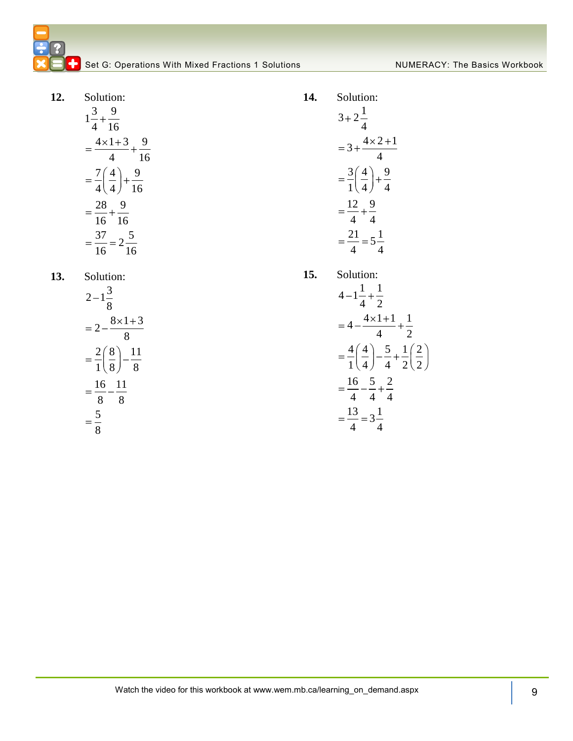**12.** Solution:

$$1\frac{3}{4}+\frac{9}{16}$$

$$=\frac{4\times1+3}{4}+\frac{9}{16}$$

$$=\frac{7}{4}\left(\frac{4}{4}\right)+\frac{9}{16}$$

$$=\frac{28}{16}+\frac{9}{16}$$

$$=\frac{37}{16}=2\frac{5}{16}$$

**13.** Solution:

$$2-1\frac{3}{8}$$

$$=2-\frac{8\times1+3}{8}$$

$$=\frac{2}{1}\left(\frac{8}{8}\right)-\frac{11}{8}$$

$$=\frac{16}{8}-\frac{11}{8}$$

$$=\frac{5}{8}$$

**14.** Solution:

$$3+2\frac{1}{4}$$

$$=3+\frac{4\times2+1}{4}$$

$$=\frac{3}{1}\left(\frac{4}{4}\right)+\frac{9}{4}$$

$$=\frac{12}{4}+\frac{9}{4}$$

$$=\frac{21}{4}=5\frac{1}{4}$$

**15.** Solution:

$$4-1\frac{1}{4}+\frac{1}{2}$$

$$=4-\frac{4\times1+1}{4}+\frac{1}{2}$$

$$=\frac{4}{1}\left(\frac{4}{4}\right)-\frac{5}{4}+\frac{1}{2}\left(\frac{2}{2}\right)$$

$$=\frac{16}{4}-\frac{5}{4}+\frac{2}{4}$$

$$=\frac{13}{4}=3\frac{1}{4}$$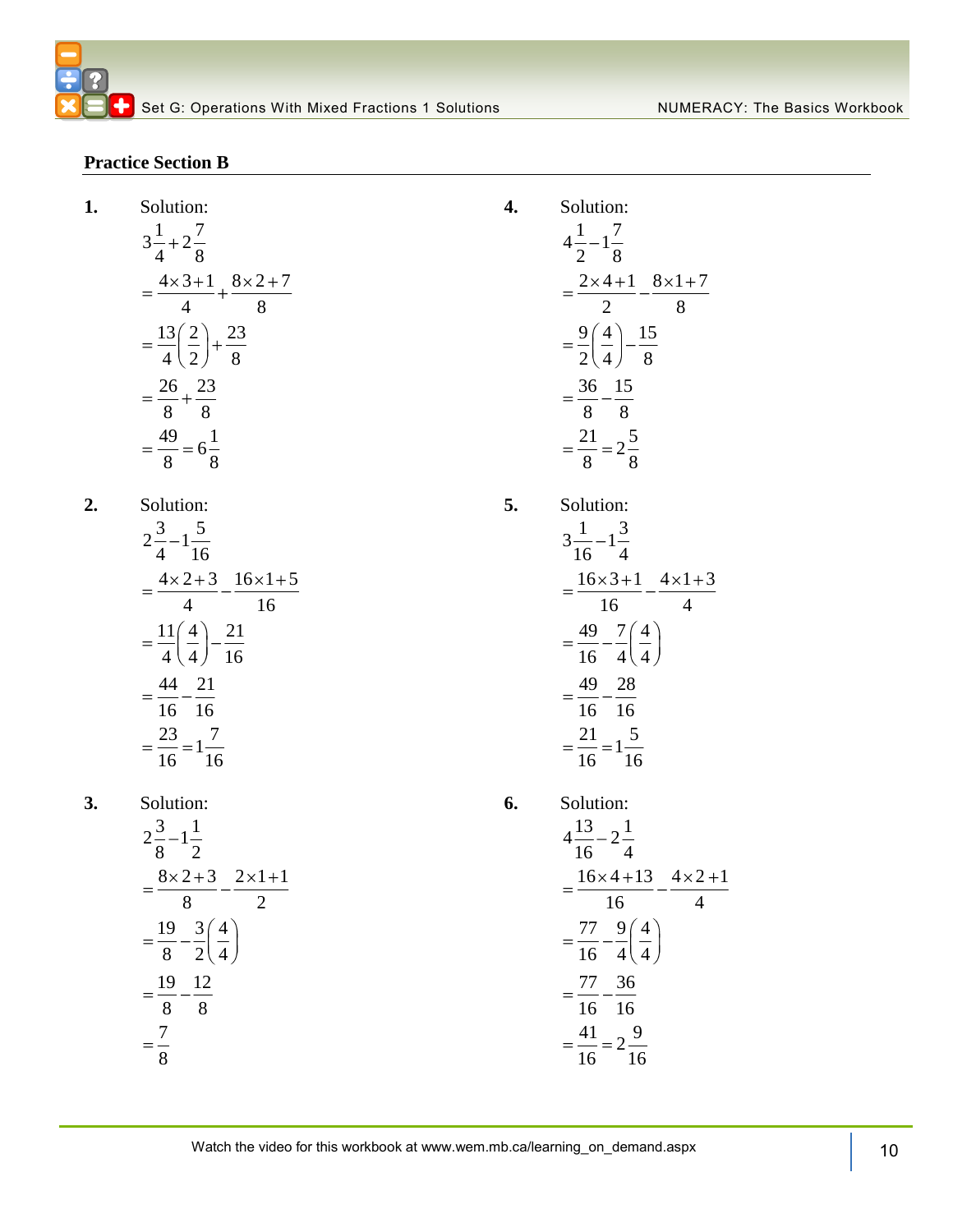## Practice Section B

**1.** Solution:

$$3\frac{1}{4}+2\frac{7}{8}$$
$$=\frac{4\times3+1}{4}+\frac{8\times2+7}{8}$$
$$=\frac{13}{4}\left(\frac{2}{2}\right)+\frac{23}{8}$$
$$=\frac{26}{8}+\frac{23}{8}$$
$$=\frac{49}{8}=6\frac{1}{8}$$

**2.** Solution:

$$2\frac{3}{4}-1\frac{5}{16}$$
$$=\frac{4\times2+3}{4}-\frac{16\times1+5}{16}$$
$$=\frac{11}{4}\left(\frac{4}{4}\right)-\frac{21}{16}$$
$$=\frac{44}{16}-\frac{21}{16}$$
$$=\frac{23}{16}=1\frac{7}{16}$$

**3.** Solution:

$$2\frac{3}{8}-1\frac{1}{2}$$
$$=\frac{8\times2+3}{8}-\frac{2\times1+1}{2}$$
$$=\frac{19}{8}-\frac{3}{2}\left(\frac{4}{4}\right)$$
$$=\frac{19}{8}-\frac{12}{8}$$
$$=\frac{7}{8}$$

**4.** Solution:

$$4\frac{1}{2}-1\frac{7}{8}$$
$$=\frac{2\times4+1}{2}-\frac{8\times1+7}{8}$$
$$=\frac{9}{2}\left(\frac{4}{4}\right)-\frac{15}{8}$$
$$=\frac{36}{8}-\frac{15}{8}$$
$$=\frac{21}{8}=2\frac{5}{8}$$

**5.** Solution:

$$3\frac{1}{16}-1\frac{3}{4}$$
$$=\frac{16\times3+1}{16}-\frac{4\times1+3}{4}$$
$$=\frac{49}{16}-\frac{7}{4}\left(\frac{4}{4}\right)$$
$$=\frac{49}{16}-\frac{28}{16}$$
$$=\frac{21}{16}=1\frac{5}{16}$$

**6.** Solution:

$$4\frac{13}{16}-2\frac{1}{4}$$
$$=\frac{16\times4+13}{16}-\frac{4\times2+1}{4}$$
$$=\frac{77}{16}-\frac{9}{4}\left(\frac{4}{4}\right)$$
$$=\frac{77}{16}-\frac{36}{16}$$
$$=\frac{41}{16}=2\frac{9}{16}$$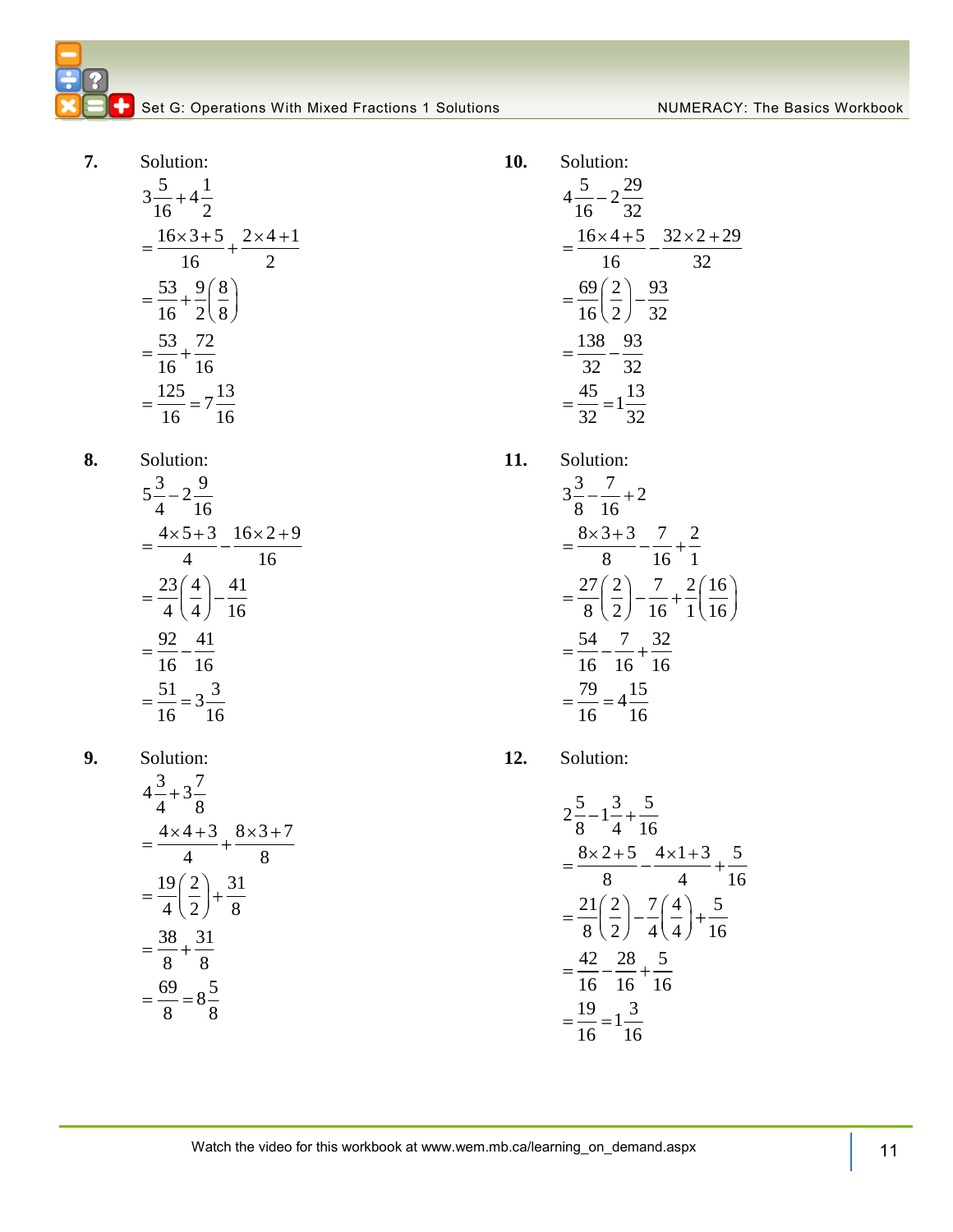**7.** Solution:

$$3\frac{5}{16}+4\frac{1}{2}$$
$$=\frac{16\times3+5}{16}+\frac{2\times4+1}{2}$$
$$=\frac{53}{16}+\frac{9}{2}\left(\frac{8}{8}\right)$$
$$=\frac{53}{16}+\frac{72}{16}$$
$$=\frac{125}{16}=7\frac{13}{16}$$

**8.** Solution:

$$5\frac{3}{4}-2\frac{9}{16}$$
$$=\frac{4\times5+3}{4}-\frac{16\times2+9}{16}$$
$$=\frac{23}{4}\left(\frac{4}{4}\right)-\frac{41}{16}$$
$$=\frac{92}{16}-\frac{41}{16}$$
$$=\frac{51}{16}=3\frac{3}{16}$$

**9.** Solution:

$$4\frac{3}{4}+3\frac{7}{8}$$
$$=\frac{4\times4+3}{4}+\frac{8\times3+7}{8}$$
$$=\frac{19}{4}\left(\frac{2}{2}\right)+\frac{31}{8}$$
$$=\frac{38}{8}+\frac{31}{8}$$
$$=\frac{69}{8}=8\frac{5}{8}$$

**10.** Solution:

$$4\frac{5}{16}-2\frac{29}{32}$$
$$=\frac{16\times4+5}{16}-\frac{32\times2+29}{32}$$
$$=\frac{69}{16}\left(\frac{2}{2}\right)-\frac{93}{32}$$
$$=\frac{138}{32}-\frac{93}{32}$$
$$=\frac{45}{32}=1\frac{13}{32}$$

**11.** Solution:

$$3\frac{3}{8}-\frac{7}{16}+2$$
$$=\frac{8\times3+3}{8}-\frac{7}{16}+\frac{2}{1}$$
$$=\frac{27}{8}\left(\frac{2}{2}\right)-\frac{7}{16}+\frac{2}{1}\left(\frac{16}{16}\right)$$
$$=\frac{54}{16}-\frac{7}{16}+\frac{32}{16}$$
$$=\frac{79}{16}=4\frac{15}{16}$$

**12.** Solution:

$$2\frac{5}{8}-1\frac{3}{4}+\frac{5}{16}$$
$$=\frac{8\times2+5}{8}-\frac{4\times1+3}{4}+\frac{5}{16}$$
$$=\frac{21}{8}\left(\frac{2}{2}\right)-\frac{7}{4}\left(\frac{4}{4}\right)+\frac{5}{16}$$
$$=\frac{42}{16}-\frac{28}{16}+\frac{5}{16}$$
$$=\frac{19}{16}=1\frac{3}{16}$$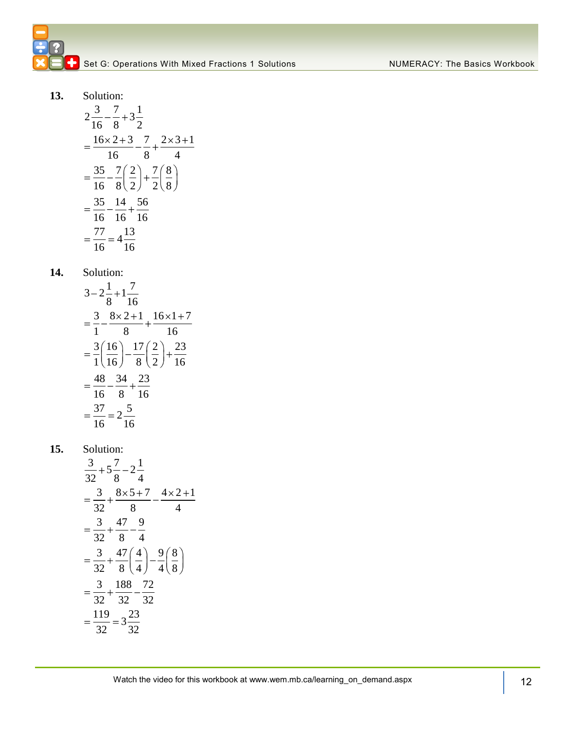**13.** Solution:

$$2\frac{3}{16}-\frac{7}{8}+3\frac{1}{2}$$

$$=\frac{16\times 2+3}{16}-\frac{7}{8}+\frac{2\times 3+1}{4}$$

$$=\frac{35}{16}-\frac{7}{8}\left(\frac{2}{2}\right)+\frac{7}{2}\left(\frac{8}{8}\right)$$

$$=\frac{35}{16}-\frac{14}{16}+\frac{56}{16}$$

$$=\frac{77}{16}=4\frac{13}{16}$$

**14.** Solution:

$$3-2\frac{1}{8}+1\frac{7}{16}$$

$$=\frac{3}{1}-\frac{8\times 2+1}{8}+\frac{16\times 1+7}{16}$$

$$=\frac{3}{1}\left(\frac{16}{16}\right)-\frac{17}{8}\left(\frac{2}{2}\right)+\frac{23}{16}$$

$$=\frac{48}{16}-\frac{34}{8}+\frac{23}{16}$$

$$=\frac{37}{16}=2\frac{5}{16}$$

**15.** Solution:

$$\frac{3}{32}+5\frac{7}{8}-2\frac{1}{4}$$

$$=\frac{3}{32}+\frac{8\times 5+7}{8}-\frac{4\times 2+1}{4}$$

$$=\frac{3}{32}+\frac{47}{8}-\frac{9}{4}$$

$$=\frac{3}{32}+\frac{47}{8}\left(\frac{4}{4}\right)-\frac{9}{4}\left(\frac{8}{8}\right)$$

$$=\frac{3}{32}+\frac{188}{32}-\frac{72}{32}$$

$$=\frac{119}{32}=3\frac{23}{32}$$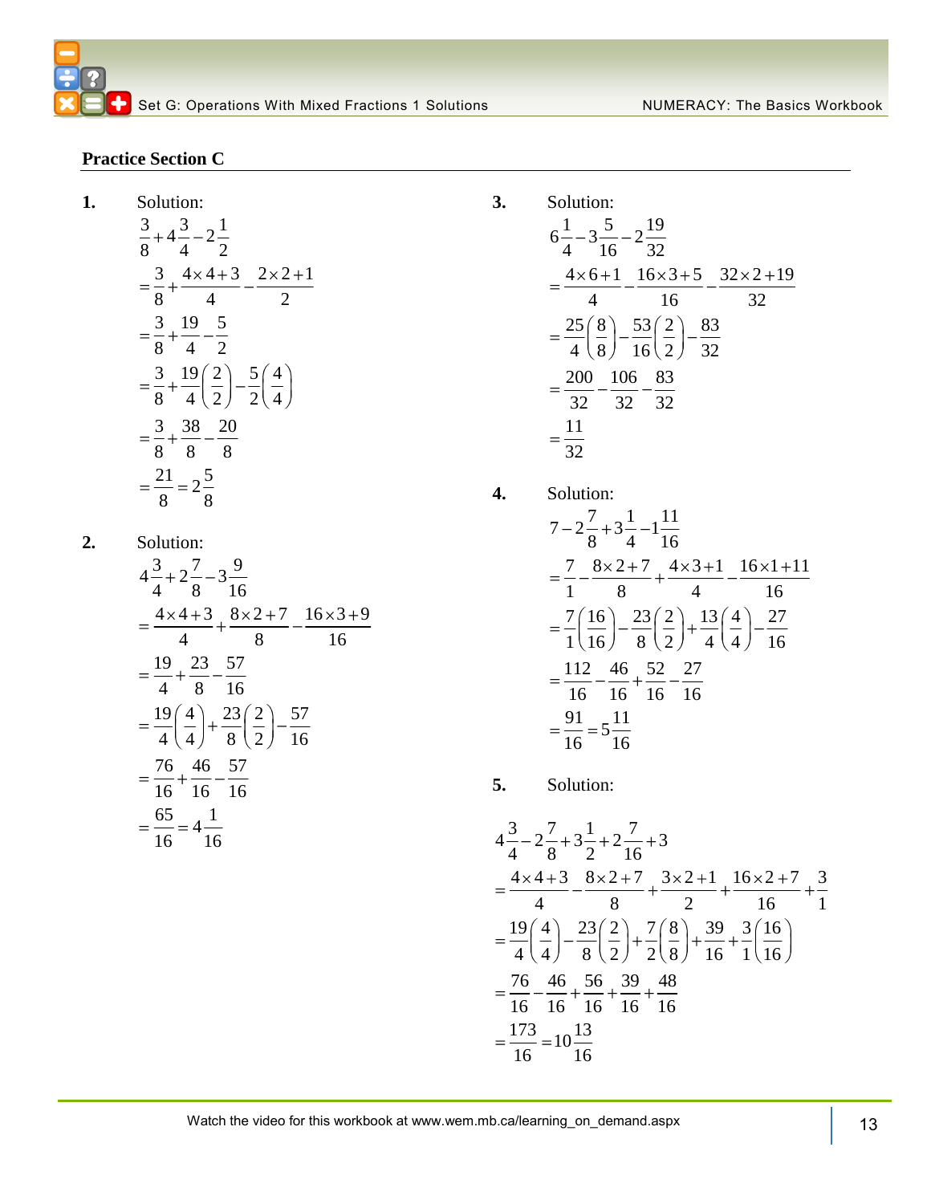## Practice Section C

**1.** Solution:

$$3\over 8$$

$$\frac{3}{8}+4\frac{3}{4}-2\frac{1}{2}$$

$$=\frac{3}{8}+\frac{4\times 4+3}{4}-\frac{2\times 2+1}{2}$$

$$=\frac{3}{8}+\frac{19}{4}-\frac{5}{2}$$

$$=\frac{3}{8}+\frac{19}{4}\left(\frac{2}{2}\right)-\frac{5}{2}\left(\frac{4}{4}\right)$$

$$=\frac{3}{8}+\frac{38}{8}-\frac{20}{8}$$

$$=\frac{21}{8}=2\frac{5}{8}$$

**2.** Solution:

$$4\frac{3}{4}+2\frac{7}{8}-3\frac{9}{16}$$

$$=\frac{4\times 4+3}{4}+\frac{8\times 2+7}{8}-\frac{16\times 3+9}{16}$$

$$=\frac{19}{4}+\frac{23}{8}-\frac{57}{16}$$

$$=\frac{19}{4}\left(\frac{4}{4}\right)+\frac{23}{8}\left(\frac{2}{2}\right)-\frac{57}{16}$$

$$=\frac{76}{16}+\frac{46}{16}-\frac{57}{16}$$

$$=\frac{65}{16}=4\frac{1}{16}$$

**3.** Solution:

$$6\frac{1}{4}-3\frac{5}{16}-2\frac{19}{32}$$

$$=\frac{4\times 6+1}{4}-\frac{16\times 3+5}{16}-\frac{32\times 2+19}{32}$$

$$=\frac{25}{4}\left(\frac{8}{8}\right)-\frac{53}{16}\left(\frac{2}{2}\right)-\frac{83}{32}$$

$$=\frac{200}{32}-\frac{106}{32}-\frac{83}{32}$$

$$=\frac{11}{32}$$

**4.** Solution:

$$7-2\frac{7}{8}+3\frac{1}{4}-1\frac{11}{16}$$

$$=\frac{7}{1}-\frac{8\times 2+7}{8}+\frac{4\times 3+1}{4}-\frac{16\times 1+11}{16}$$

$$=\frac{7}{1}\left(\frac{16}{16}\right)-\frac{23}{8}\left(\frac{2}{2}\right)+\frac{13}{4}\left(\frac{4}{4}\right)-\frac{27}{16}$$

$$=\frac{112}{16}-\frac{46}{16}+\frac{52}{16}-\frac{27}{16}$$

$$=\frac{91}{16}=5\frac{11}{16}$$

**5.** Solution:

$$4\frac{3}{4}-2\frac{7}{8}+3\frac{1}{2}+2\frac{7}{16}+3$$

$$=\frac{4\times 4+3}{4}-\frac{8\times 2+7}{8}+\frac{3\times 2+1}{2}+\frac{16\times 2+7}{16}+\frac{3}{1}$$

$$=\frac{19}{4}\left(\frac{4}{4}\right)-\frac{23}{8}\left(\frac{2}{2}\right)+\frac{7}{2}\left(\frac{8}{8}\right)+\frac{39}{16}+\frac{3}{1}\left(\frac{16}{16}\right)$$

$$=\frac{76}{16}-\frac{46}{16}+\frac{56}{16}+\frac{39}{16}+\frac{48}{16}$$

$$=\frac{173}{16}=10\frac{13}{16}$$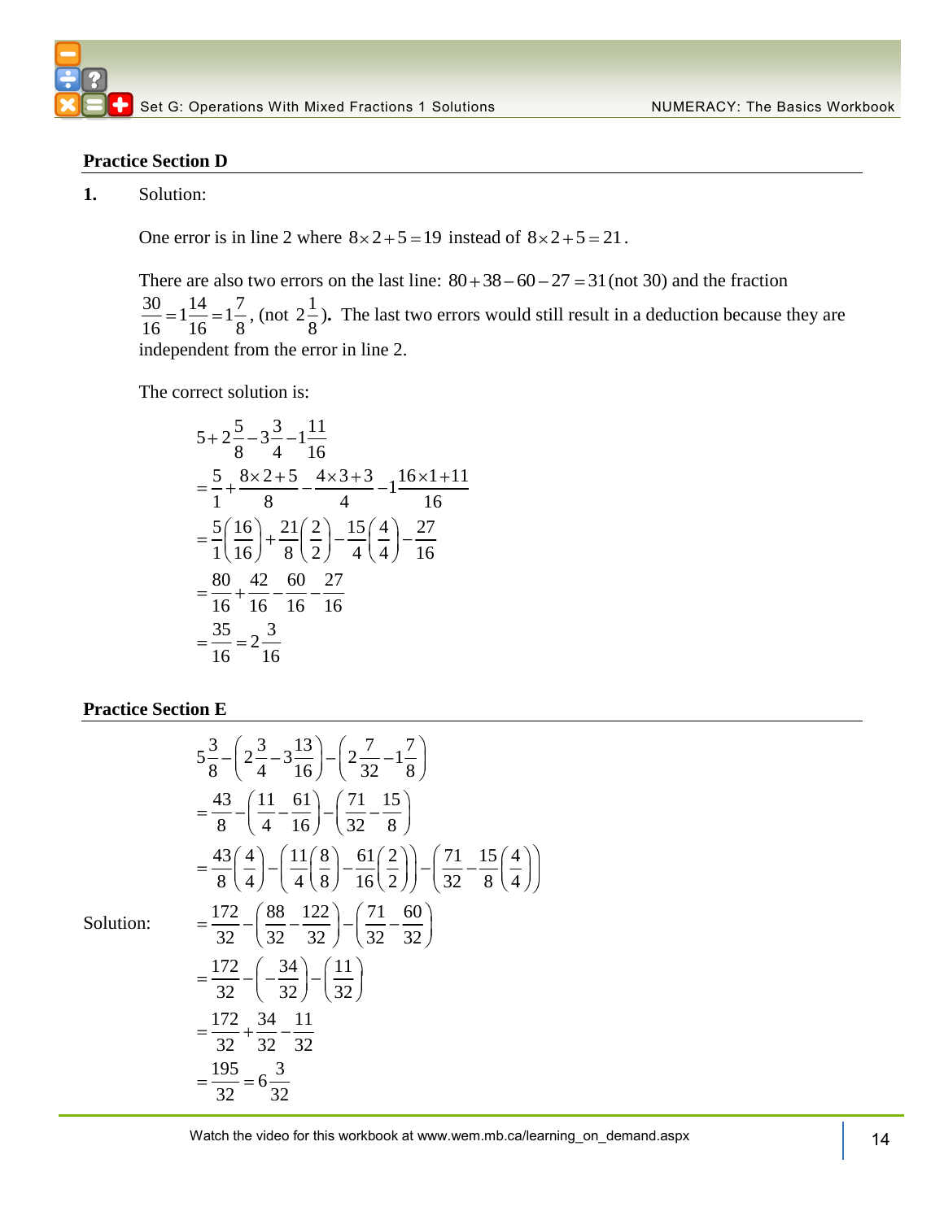## Practice Section D

**1.** Solution:

One error is in line 2 where $8 \times 2 + 5 = 19$ instead of $8 \times 2 + 5 = 21$.

There are also two errors on the last line: $80 + 38 - 60 - 27 = 31$ (not 30) and the fraction $\frac{30}{16} = 1\frac{14}{16} = 1\frac{7}{8}$, (not $2\frac{1}{8}$**).** The last two errors would still result in a deduction because they are independent from the error in line 2.

The correct solution is:

$$
\begin{aligned}
&5 + 2\frac{5}{8} - 3\frac{3}{4} - 1\frac{11}{16} \\
&= \frac{5}{1} + \frac{8 \times 2 + 5}{8} - \frac{4 \times 3 + 3}{4} - 1\frac{16 \times 1 + 11}{16} \\
&= \frac{5}{1}\left(\frac{16}{16}\right) + \frac{21}{8}\left(\frac{2}{2}\right) - \frac{15}{4}\left(\frac{4}{4}\right) - \frac{27}{16} \\
&= \frac{80}{16} + \frac{42}{16} - \frac{60}{16} - \frac{27}{16} \\
&= \frac{35}{16} = 2\frac{3}{16}
\end{aligned}
$$

## Practice Section E

Solution:

$$
\begin{aligned}
&5\frac{3}{8} - \left(2\frac{3}{4} - 3\frac{13}{16}\right) - \left(2\frac{7}{32} - 1\frac{7}{8}\right) \\
&= \frac{43}{8} - \left(\frac{11}{4} - \frac{61}{16}\right) - \left(\frac{71}{32} - \frac{15}{8}\right) \\
&= \frac{43}{8}\left(\frac{4}{4}\right) - \left(\frac{11}{4}\left(\frac{8}{8}\right) - \frac{61}{16}\left(\frac{2}{2}\right)\right) - \left(\frac{71}{32} - \frac{15}{8}\left(\frac{4}{4}\right)\right) \\
&= \frac{172}{32} - \left(\frac{88}{32} - \frac{122}{32}\right) - \left(\frac{71}{32} - \frac{60}{32}\right) \\
&= \frac{172}{32} - \left(-\frac{34}{32}\right) - \left(\frac{11}{32}\right) \\
&= \frac{172}{32} + \frac{34}{32} - \frac{11}{32} \\
&= \frac{195}{32} = 6\frac{3}{32}
\end{aligned}
$$